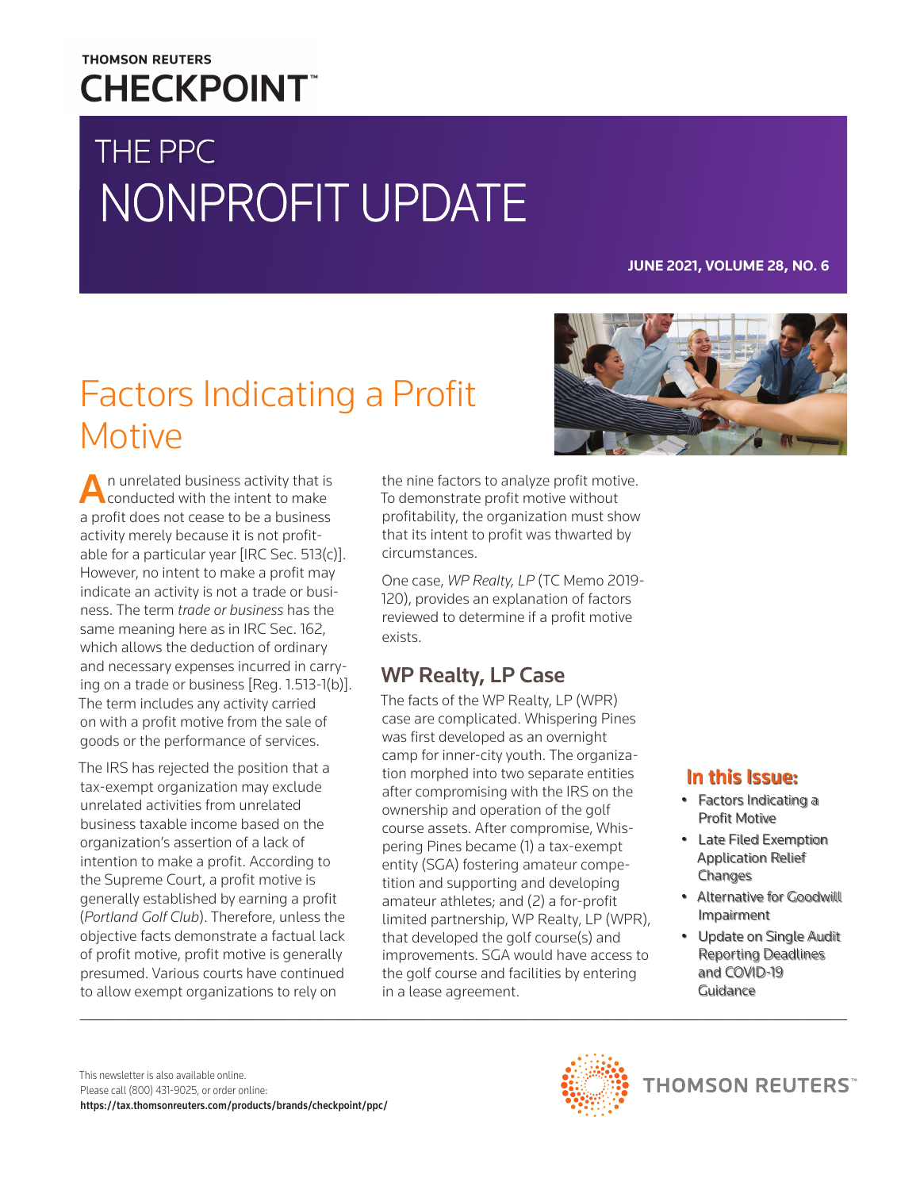THOMSON REUTERS
**CHECKPOINT™**

# THE PPC NONPROFIT UPDATE

**JUNE 2021, VOLUME 28, NO. 6**

## Factors Indicating a Profit Motive

An unrelated business activity that is conducted with the intent to make a profit does not cease to be a business activity merely because it is not profitable for a particular year [IRC Sec. 513(c)]. However, no intent to make a profit may indicate an activity is not a trade or business. The term *trade or business* has the same meaning here as in IRC Sec. 162, which allows the deduction of ordinary and necessary expenses incurred in carrying on a trade or business [Reg. 1.513-1(b)]. The term includes any activity carried on with a profit motive from the sale of goods or the performance of services.

The IRS has rejected the position that a tax-exempt organization may exclude unrelated activities from unrelated business taxable income based on the organization's assertion of a lack of intention to make a profit. According to the Supreme Court, a profit motive is generally established by earning a profit (*Portland Golf Club*). Therefore, unless the objective facts demonstrate a factual lack of profit motive, profit motive is generally presumed. Various courts have continued to allow exempt organizations to rely on the nine factors to analyze profit motive. To demonstrate profit motive without profitability, the organization must show that its intent to profit was thwarted by circumstances.

One case, *WP Realty, LP* (TC Memo 2019-120), provides an explanation of factors reviewed to determine if a profit motive exists.

### WP Realty, LP Case

The facts of the WP Realty, LP (WPR) case are complicated. Whispering Pines was first developed as an overnight camp for inner-city youth. The organization morphed into two separate entities after compromising with the IRS on the ownership and operation of the golf course assets. After compromise, Whispering Pines became (1) a tax-exempt entity (SGA) fostering amateur competition and supporting and developing amateur athletes; and (2) a for-profit limited partnership, WP Realty, LP (WPR), that developed the golf course(s) and improvements. SGA would have access to the golf course and facilities by entering in a lease agreement.

**In this Issue:**

- Factors Indicating a Profit Motive
- Late Filed Exemption Application Relief Changes
- Alternative for Goodwill Impairment
- Update on Single Audit Reporting Deadlines and COVID-19 Guidance

This newsletter is also available online.
Please call (800) 431-9025, or order online:
**https://tax.thomsonreuters.com/products/brands/checkpoint/ppc/**

THOMSON REUTERS™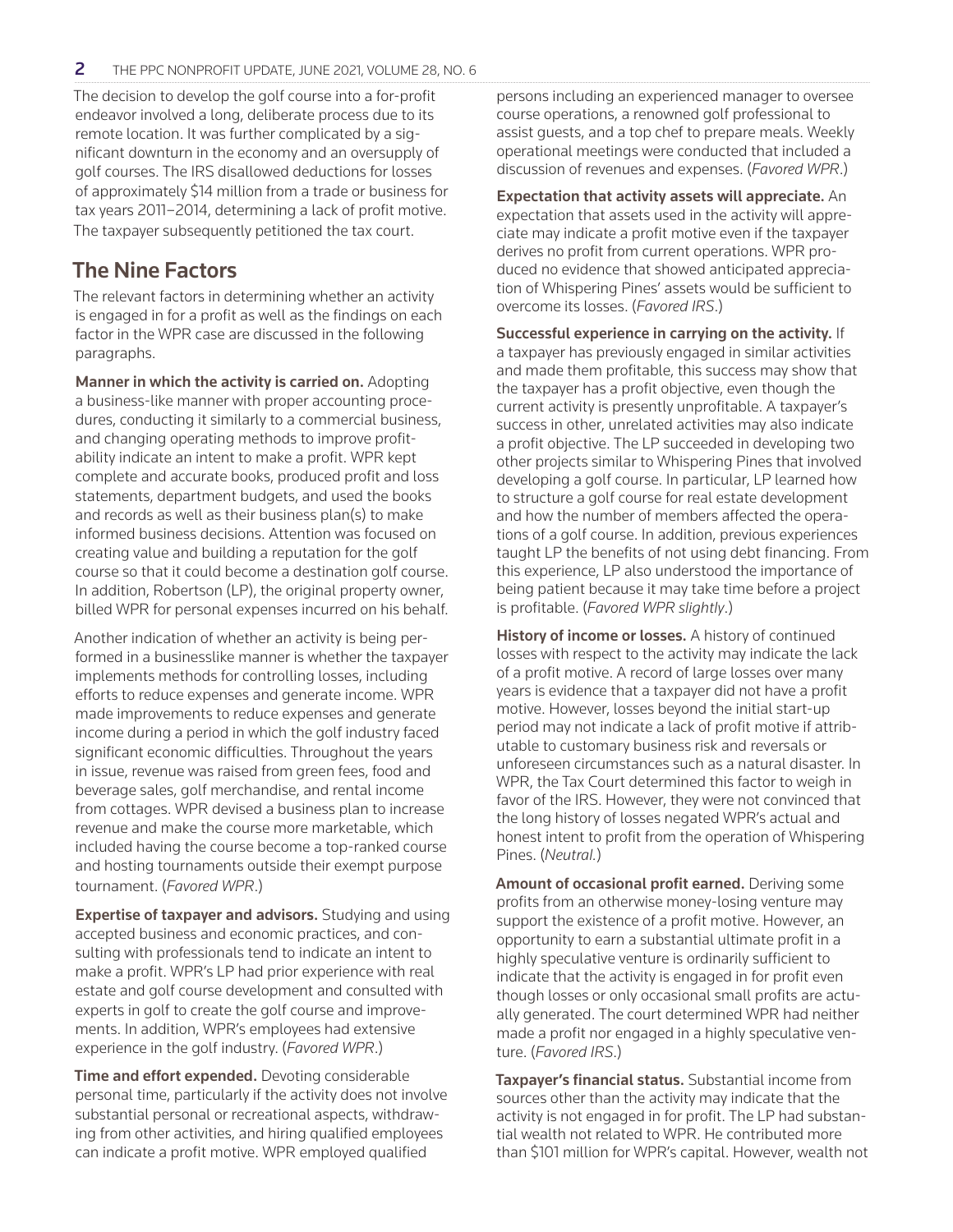The decision to develop the golf course into a for-profit endeavor involved a long, deliberate process due to its remote location. It was further complicated by a significant downturn in the economy and an oversupply of golf courses. The IRS disallowed deductions for losses of approximately $14 million from a trade or business for tax years 2011–2014, determining a lack of profit motive. The taxpayer subsequently petitioned the tax court.

## The Nine Factors

The relevant factors in determining whether an activity is engaged in for a profit as well as the findings on each factor in the WPR case are discussed in the following paragraphs.

**Manner in which the activity is carried on.** Adopting a business-like manner with proper accounting procedures, conducting it similarly to a commercial business, and changing operating methods to improve profitability indicate an intent to make a profit. WPR kept complete and accurate books, produced profit and loss statements, department budgets, and used the books and records as well as their business plan(s) to make informed business decisions. Attention was focused on creating value and building a reputation for the golf course so that it could become a destination golf course. In addition, Robertson (LP), the original property owner, billed WPR for personal expenses incurred on his behalf.

Another indication of whether an activity is being performed in a businesslike manner is whether the taxpayer implements methods for controlling losses, including efforts to reduce expenses and generate income. WPR made improvements to reduce expenses and generate income during a period in which the golf industry faced significant economic difficulties. Throughout the years in issue, revenue was raised from green fees, food and beverage sales, golf merchandise, and rental income from cottages. WPR devised a business plan to increase revenue and make the course more marketable, which included having the course become a top-ranked course and hosting tournaments outside their exempt purpose tournament. (*Favored WPR.*)

**Expertise of taxpayer and advisors.** Studying and using accepted business and economic practices, and consulting with professionals tend to indicate an intent to make a profit. WPR's LP had prior experience with real estate and golf course development and consulted with experts in golf to create the golf course and improvements. In addition, WPR's employees had extensive experience in the golf industry. (*Favored WPR.*)

**Time and effort expended.** Devoting considerable personal time, particularly if the activity does not involve substantial personal or recreational aspects, withdrawing from other activities, and hiring qualified employees can indicate a profit motive. WPR employed qualified persons including an experienced manager to oversee course operations, a renowned golf professional to assist guests, and a top chef to prepare meals. Weekly operational meetings were conducted that included a discussion of revenues and expenses. (*Favored WPR.*)

**Expectation that activity assets will appreciate.** An expectation that assets used in the activity will appreciate may indicate a profit motive even if the taxpayer derives no profit from current operations. WPR produced no evidence that showed anticipated appreciation of Whispering Pines' assets would be sufficient to overcome its losses. (*Favored IRS.*)

**Successful experience in carrying on the activity.** If a taxpayer has previously engaged in similar activities and made them profitable, this success may show that the taxpayer has a profit objective, even though the current activity is presently unprofitable. A taxpayer's success in other, unrelated activities may also indicate a profit objective. The LP succeeded in developing two other projects similar to Whispering Pines that involved developing a golf course. In particular, LP learned how to structure a golf course for real estate development and how the number of members affected the operations of a golf course. In addition, previous experiences taught LP the benefits of not using debt financing. From this experience, LP also understood the importance of being patient because it may take time before a project is profitable. (*Favored WPR slightly.*)

**History of income or losses.** A history of continued losses with respect to the activity may indicate the lack of a profit motive. A record of large losses over many years is evidence that a taxpayer did not have a profit motive. However, losses beyond the initial start-up period may not indicate a lack of profit motive if attributable to customary business risk and reversals or unforeseen circumstances such as a natural disaster. In WPR, the Tax Court determined this factor to weigh in favor of the IRS. However, they were not convinced that the long history of losses negated WPR's actual and honest intent to profit from the operation of Whispering Pines. (*Neutral.*)

**Amount of occasional profit earned.** Deriving some profits from an otherwise money-losing venture may support the existence of a profit motive. However, an opportunity to earn a substantial ultimate profit in a highly speculative venture is ordinarily sufficient to indicate that the activity is engaged in for profit even though losses or only occasional small profits are actually generated. The court determined WPR had neither made a profit nor engaged in a highly speculative venture. (*Favored IRS.*)

**Taxpayer's financial status.** Substantial income from sources other than the activity may indicate that the activity is not engaged in for profit. The LP had substantial wealth not related to WPR. He contributed more than $101 million for WPR's capital. However, wealth not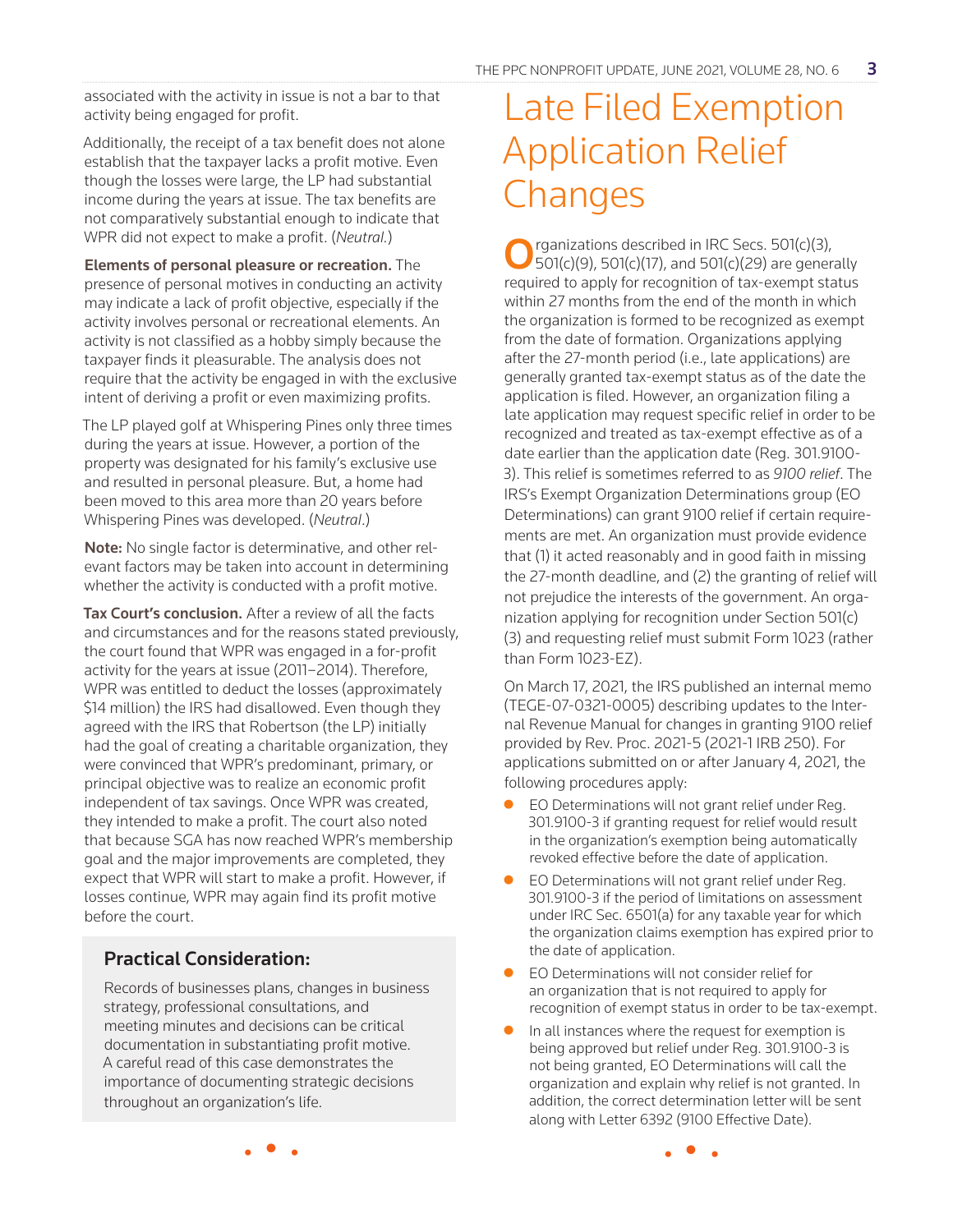associated with the activity in issue is not a bar to that activity being engaged for profit.

Additionally, the receipt of a tax benefit does not alone establish that the taxpayer lacks a profit motive. Even though the losses were large, the LP had substantial income during the years at issue. The tax benefits are not comparatively substantial enough to indicate that WPR did not expect to make a profit. (*Neutral.*)

**Elements of personal pleasure or recreation.** The presence of personal motives in conducting an activity may indicate a lack of profit objective, especially if the activity involves personal or recreational elements. An activity is not classified as a hobby simply because the taxpayer finds it pleasurable. The analysis does not require that the activity be engaged in with the exclusive intent of deriving a profit or even maximizing profits.

The LP played golf at Whispering Pines only three times during the years at issue. However, a portion of the property was designated for his family's exclusive use and resulted in personal pleasure. But, a home had been moved to this area more than 20 years before Whispering Pines was developed. (*Neutral.*)

**Note:** No single factor is determinative, and other relevant factors may be taken into account in determining whether the activity is conducted with a profit motive.

**Tax Court's conclusion.** After a review of all the facts and circumstances and for the reasons stated previously, the court found that WPR was engaged in a for-profit activity for the years at issue (2011–2014). Therefore, WPR was entitled to deduct the losses (approximately $14 million) the IRS had disallowed. Even though they agreed with the IRS that Robertson (the LP) initially had the goal of creating a charitable organization, they were convinced that WPR's predominant, primary, or principal objective was to realize an economic profit independent of tax savings. Once WPR was created, they intended to make a profit. The court also noted that because SGA has now reached WPR's membership goal and the major improvements are completed, they expect that WPR will start to make a profit. However, if losses continue, WPR may again find its profit motive before the court.

### Practical Consideration:

Records of businesses plans, changes in business strategy, professional consultations, and meeting minutes and decisions can be critical documentation in substantiating profit motive. A careful read of this case demonstrates the importance of documenting strategic decisions throughout an organization's life.

# Late Filed Exemption Application Relief Changes

Organizations described in IRC Secs. 501(c)(3), 501(c)(9), 501(c)(17), and 501(c)(29) are generally required to apply for recognition of tax-exempt status within 27 months from the end of the month in which the organization is formed to be recognized as exempt from the date of formation. Organizations applying after the 27-month period (i.e., late applications) are generally granted tax-exempt status as of the date the application is filed. However, an organization filing a late application may request specific relief in order to be recognized and treated as tax-exempt effective as of a date earlier than the application date (Reg. 301.9100-3). This relief is sometimes referred to as *9100 relief*. The IRS's Exempt Organization Determinations group (EO Determinations) can grant 9100 relief if certain requirements are met. An organization must provide evidence that (1) it acted reasonably and in good faith in missing the 27-month deadline, and (2) the granting of relief will not prejudice the interests of the government. An organization applying for recognition under Section 501(c)(3) and requesting relief must submit Form 1023 (rather than Form 1023-EZ).

On March 17, 2021, the IRS published an internal memo (TEGE-07-0321-0005) describing updates to the Internal Revenue Manual for changes in granting 9100 relief provided by Rev. Proc. 2021-5 (2021-1 IRB 250). For applications submitted on or after January 4, 2021, the following procedures apply:

- EO Determinations will not grant relief under Reg. 301.9100-3 if granting request for relief would result in the organization's exemption being automatically revoked effective before the date of application.
- EO Determinations will not grant relief under Reg. 301.9100-3 if the period of limitations on assessment under IRC Sec. 6501(a) for any taxable year for which the organization claims exemption has expired prior to the date of application.
- EO Determinations will not consider relief for an organization that is not required to apply for recognition of exempt status in order to be tax-exempt.
- In all instances where the request for exemption is being approved but relief under Reg. 301.9100-3 is not being granted, EO Determinations will call the organization and explain why relief is not granted. In addition, the correct determination letter will be sent along with Letter 6392 (9100 Effective Date).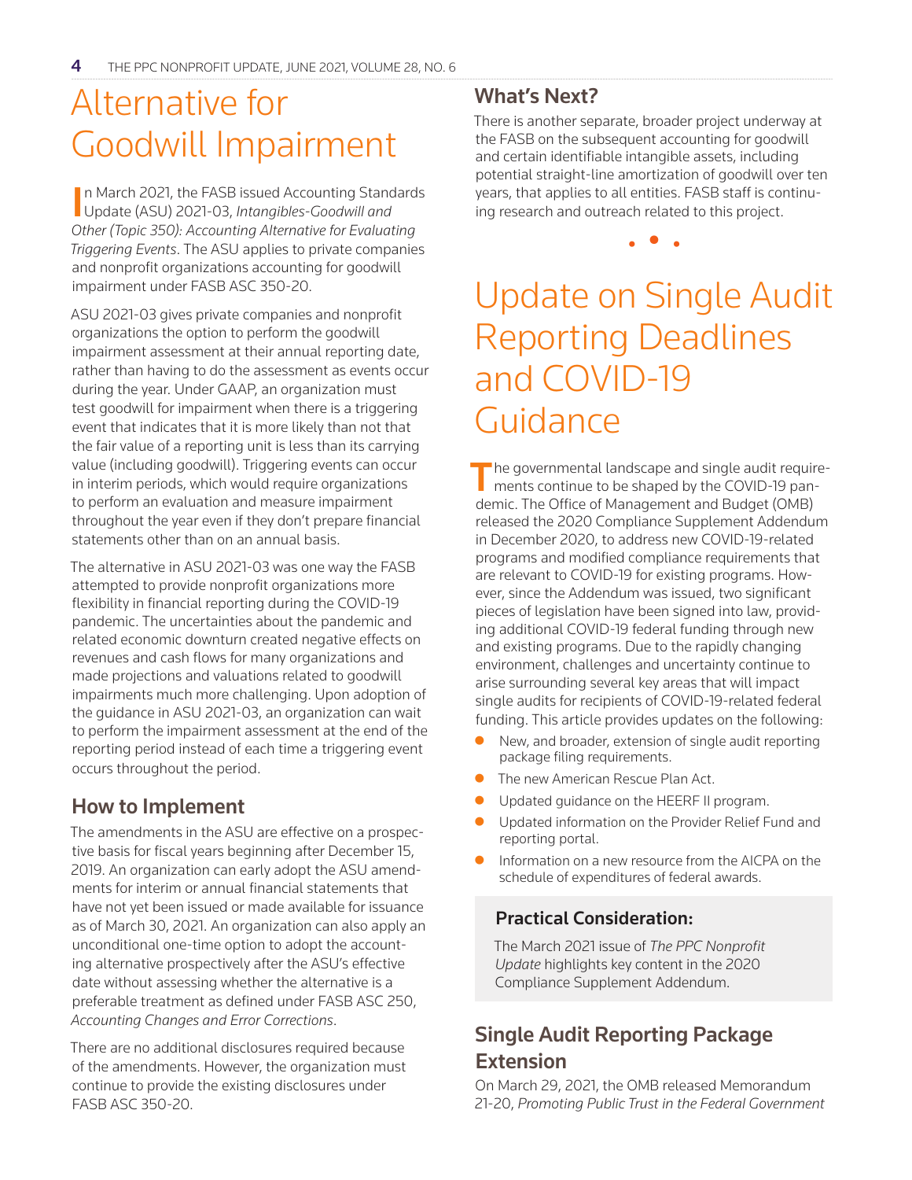# Alternative for Goodwill Impairment

In March 2021, the FASB issued Accounting Standards Update (ASU) 2021-03, *Intangibles-Goodwill and Other (Topic 350): Accounting Alternative for Evaluating Triggering Events*. The ASU applies to private companies and nonprofit organizations accounting for goodwill impairment under FASB ASC 350-20.

ASU 2021-03 gives private companies and nonprofit organizations the option to perform the goodwill impairment assessment at their annual reporting date, rather than having to do the assessment as events occur during the year. Under GAAP, an organization must test goodwill for impairment when there is a triggering event that indicates that it is more likely than not that the fair value of a reporting unit is less than its carrying value (including goodwill). Triggering events can occur in interim periods, which would require organizations to perform an evaluation and measure impairment throughout the year even if they don't prepare financial statements other than on an annual basis.

The alternative in ASU 2021-03 was one way the FASB attempted to provide nonprofit organizations more flexibility in financial reporting during the COVID-19 pandemic. The uncertainties about the pandemic and related economic downturn created negative effects on revenues and cash flows for many organizations and made projections and valuations related to goodwill impairments much more challenging. Upon adoption of the guidance in ASU 2021-03, an organization can wait to perform the impairment assessment at the end of the reporting period instead of each time a triggering event occurs throughout the period.

## How to Implement

The amendments in the ASU are effective on a prospective basis for fiscal years beginning after December 15, 2019. An organization can early adopt the ASU amendments for interim or annual financial statements that have not yet been issued or made available for issuance as of March 30, 2021. An organization can also apply an unconditional one-time option to adopt the accounting alternative prospectively after the ASU's effective date without assessing whether the alternative is a preferable treatment as defined under FASB ASC 250, *Accounting Changes and Error Corrections*.

There are no additional disclosures required because of the amendments. However, the organization must continue to provide the existing disclosures under FASB ASC 350-20.

## What's Next?

There is another separate, broader project underway at the FASB on the subsequent accounting for goodwill and certain identifiable intangible assets, including potential straight-line amortization of goodwill over ten years, that applies to all entities. FASB staff is continuing research and outreach related to this project.

# Update on Single Audit Reporting Deadlines and COVID-19 Guidance

The governmental landscape and single audit requirements continue to be shaped by the COVID-19 pandemic. The Office of Management and Budget (OMB) released the 2020 Compliance Supplement Addendum in December 2020, to address new COVID-19-related programs and modified compliance requirements that are relevant to COVID-19 for existing programs. However, since the Addendum was issued, two significant pieces of legislation have been signed into law, providing additional COVID-19 federal funding through new and existing programs. Due to the rapidly changing environment, challenges and uncertainty continue to arise surrounding several key areas that will impact single audits for recipients of COVID-19-related federal funding. This article provides updates on the following:

- New, and broader, extension of single audit reporting package filing requirements.
- The new American Rescue Plan Act.
- Updated guidance on the HEERF II program.
- Updated information on the Provider Relief Fund and reporting portal.
- Information on a new resource from the AICPA on the schedule of expenditures of federal awards.

### Practical Consideration:

The March 2021 issue of *The PPC Nonprofit Update* highlights key content in the 2020 Compliance Supplement Addendum.

## Single Audit Reporting Package Extension

On March 29, 2021, the OMB released Memorandum 21-20, *Promoting Public Trust in the Federal Government*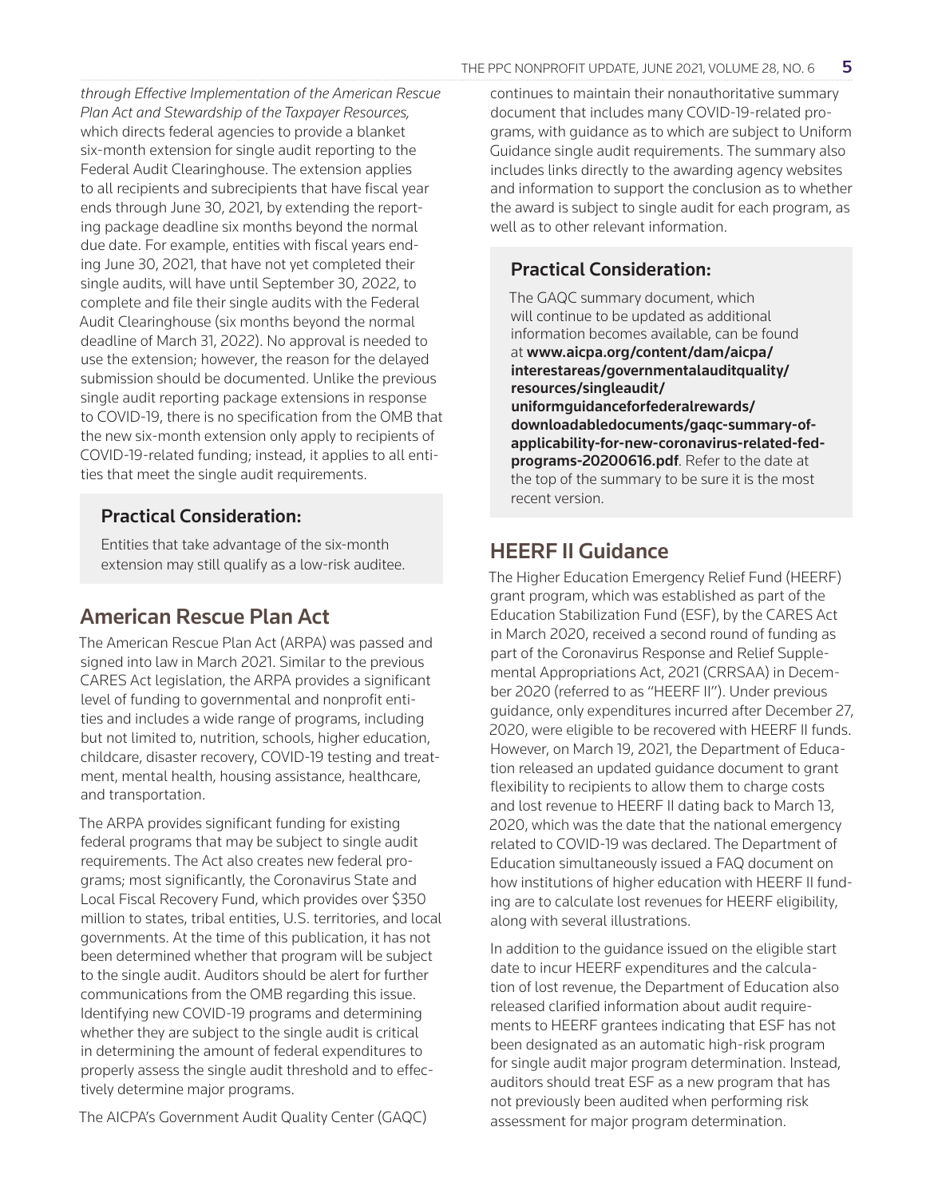*through Effective Implementation of the American Rescue Plan Act and Stewardship of the Taxpayer Resources,* which directs federal agencies to provide a blanket six-month extension for single audit reporting to the Federal Audit Clearinghouse. The extension applies to all recipients and subrecipients that have fiscal year ends through June 30, 2021, by extending the reporting package deadline six months beyond the normal due date. For example, entities with fiscal years ending June 30, 2021, that have not yet completed their single audits, will have until September 30, 2022, to complete and file their single audits with the Federal Audit Clearinghouse (six months beyond the normal deadline of March 31, 2022). No approval is needed to use the extension; however, the reason for the delayed submission should be documented. Unlike the previous single audit reporting package extensions in response to COVID-19, there is no specification from the OMB that the new six-month extension only apply to recipients of COVID-19-related funding; instead, it applies to all entities that meet the single audit requirements.

### Practical Consideration:

Entities that take advantage of the six-month extension may still qualify as a low-risk auditee.

## American Rescue Plan Act

The American Rescue Plan Act (ARPA) was passed and signed into law in March 2021. Similar to the previous CARES Act legislation, the ARPA provides a significant level of funding to governmental and nonprofit entities and includes a wide range of programs, including but not limited to, nutrition, schools, higher education, childcare, disaster recovery, COVID-19 testing and treatment, mental health, housing assistance, healthcare, and transportation.

The ARPA provides significant funding for existing federal programs that may be subject to single audit requirements. The Act also creates new federal programs; most significantly, the Coronavirus State and Local Fiscal Recovery Fund, which provides over $350 million to states, tribal entities, U.S. territories, and local governments. At the time of this publication, it has not been determined whether that program will be subject to the single audit. Auditors should be alert for further communications from the OMB regarding this issue. Identifying new COVID-19 programs and determining whether they are subject to the single audit is critical in determining the amount of federal expenditures to properly assess the single audit threshold and to effectively determine major programs.

The AICPA's Government Audit Quality Center (GAQC) continues to maintain their nonauthoritative summary document that includes many COVID-19-related programs, with guidance as to which are subject to Uniform Guidance single audit requirements. The summary also includes links directly to the awarding agency websites and information to support the conclusion as to whether the award is subject to single audit for each program, as well as to other relevant information.

### Practical Consideration:

The GAQC summary document, which will continue to be updated as additional information becomes available, can be found at **www.aicpa.org/content/dam/aicpa/interestareas/governmentalauditquality/resources/singleaudit/uniformguidanceforfederalrewards/downloadabledocuments/gaqc-summary-of-applicability-for-new-coronavirus-related-fed-programs-20200616.pdf**. Refer to the date at the top of the summary to be sure it is the most recent version.

## HEERF II Guidance

The Higher Education Emergency Relief Fund (HEERF) grant program, which was established as part of the Education Stabilization Fund (ESF), by the CARES Act in March 2020, received a second round of funding as part of the Coronavirus Response and Relief Supplemental Appropriations Act, 2021 (CRRSAA) in December 2020 (referred to as "HEERF II"). Under previous guidance, only expenditures incurred after December 27, 2020, were eligible to be recovered with HEERF II funds. However, on March 19, 2021, the Department of Education released an updated guidance document to grant flexibility to recipients to allow them to charge costs and lost revenue to HEERF II dating back to March 13, 2020, which was the date that the national emergency related to COVID-19 was declared. The Department of Education simultaneously issued a FAQ document on how institutions of higher education with HEERF II funding are to calculate lost revenues for HEERF eligibility, along with several illustrations.

In addition to the guidance issued on the eligible start date to incur HEERF expenditures and the calculation of lost revenue, the Department of Education also released clarified information about audit requirements to HEERF grantees indicating that ESF has not been designated as an automatic high-risk program for single audit major program determination. Instead, auditors should treat ESF as a new program that has not previously been audited when performing risk assessment for major program determination.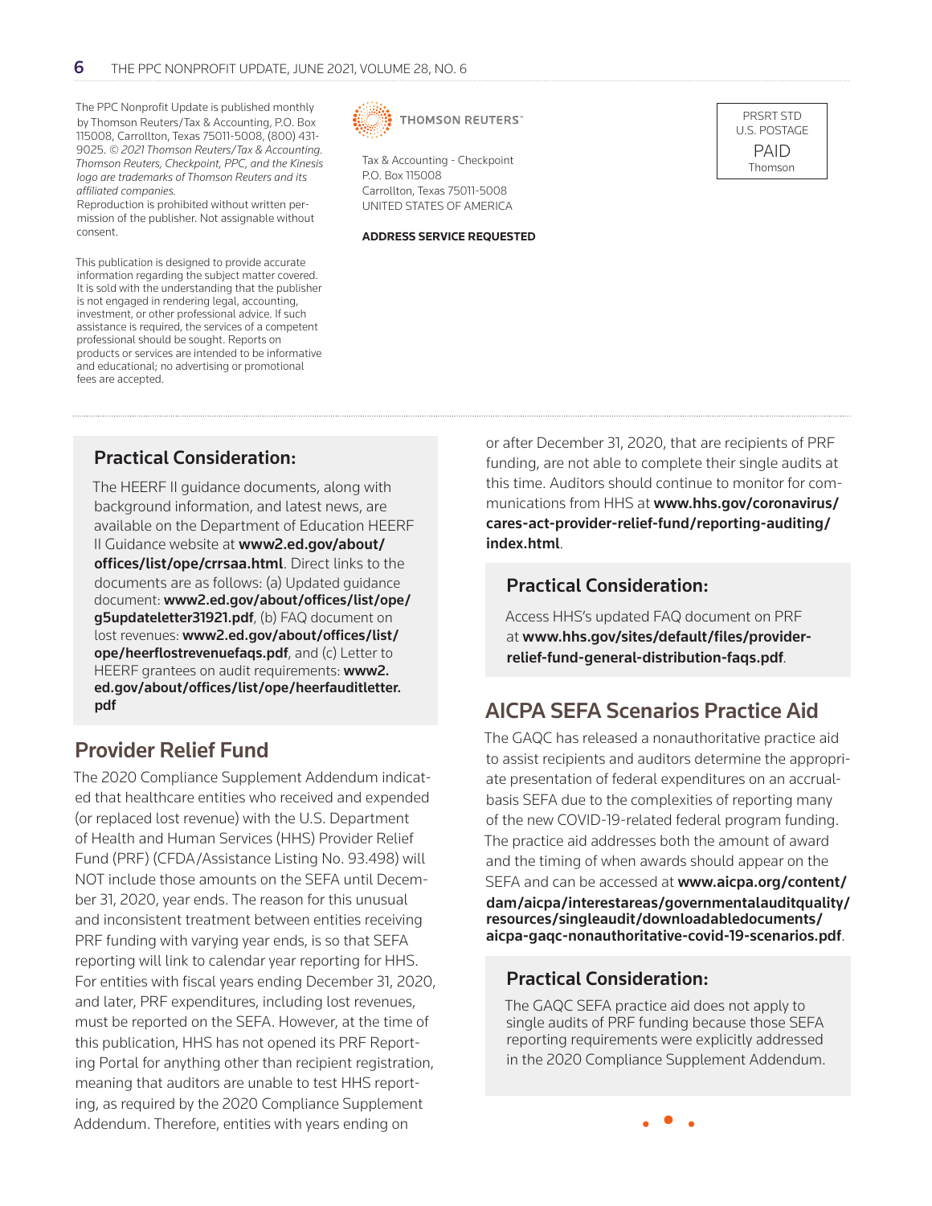The PPC Nonprofit Update is published monthly by Thomson Reuters/Tax & Accounting, P.O. Box 115008, Carrollton, Texas 75011-5008, (800) 431-9025. *© 2021 Thomson Reuters/Tax & Accounting. Thomson Reuters, Checkpoint, PPC, and the Kinesis logo are trademarks of Thomson Reuters and its affiliated companies.*
Reproduction is prohibited without written permission of the publisher. Not assignable without consent.

This publication is designed to provide accurate information regarding the subject matter covered. It is sold with the understanding that the publisher is not engaged in rendering legal, accounting, investment, or other professional advice. If such assistance is required, the services of a competent professional should be sought. Reports on products or services are intended to be informative and educational; no advertising or promotional fees are accepted.

THOMSON REUTERS

Tax & Accounting - Checkpoint
P.O. Box 115008
Carrollton, Texas 75011-5008
UNITED STATES OF AMERICA

**ADDRESS SERVICE REQUESTED**

PRSRT STD
U.S. POSTAGE
PAID
Thomson

### Practical Consideration:

The HEERF II guidance documents, along with background information, and latest news, are available on the Department of Education HEERF II Guidance website at **www2.ed.gov/about/offices/list/ope/crrsaa.html**. Direct links to the documents are as follows: (a) Updated guidance document: **www2.ed.gov/about/offices/list/ope/g5updateletter31921.pdf**, (b) FAQ document on lost revenues: **www2.ed.gov/about/offices/list/ope/heerflostrevenuefaqs.pdf**, and (c) Letter to HEERF grantees on audit requirements: **www2.ed.gov/about/offices/list/ope/heerfauditletter.pdf**

## Provider Relief Fund

The 2020 Compliance Supplement Addendum indicated that healthcare entities who received and expended (or replaced lost revenue) with the U.S. Department of Health and Human Services (HHS) Provider Relief Fund (PRF) (CFDA/Assistance Listing No. 93.498) will NOT include those amounts on the SEFA until December 31, 2020, year ends. The reason for this unusual and inconsistent treatment between entities receiving PRF funding with varying year ends, is so that SEFA reporting will link to calendar year reporting for HHS. For entities with fiscal years ending December 31, 2020, and later, PRF expenditures, including lost revenues, must be reported on the SEFA. However, at the time of this publication, HHS has not opened its PRF Reporting Portal for anything other than recipient registration, meaning that auditors are unable to test HHS reporting, as required by the 2020 Compliance Supplement Addendum. Therefore, entities with years ending on or after December 31, 2020, that are recipients of PRF funding, are not able to complete their single audits at this time. Auditors should continue to monitor for communications from HHS at **www.hhs.gov/coronavirus/cares-act-provider-relief-fund/reporting-auditing/index.html**.

### Practical Consideration:

Access HHS's updated FAQ document on PRF at **www.hhs.gov/sites/default/files/provider-relief-fund-general-distribution-faqs.pdf**.

## AICPA SEFA Scenarios Practice Aid

The GAQC has released a nonauthoritative practice aid to assist recipients and auditors determine the appropriate presentation of federal expenditures on an accrual-basis SEFA due to the complexities of reporting many of the new COVID-19-related federal program funding. The practice aid addresses both the amount of award and the timing of when awards should appear on the SEFA and can be accessed at **www.aicpa.org/content/dam/aicpa/interestareas/governmentalauditquality/resources/singleaudit/downloadabledocuments/aicpa-gaqc-nonauthoritative-covid-19-scenarios.pdf**.

### Practical Consideration:

The GAQC SEFA practice aid does not apply to single audits of PRF funding because those SEFA reporting requirements were explicitly addressed in the 2020 Compliance Supplement Addendum.